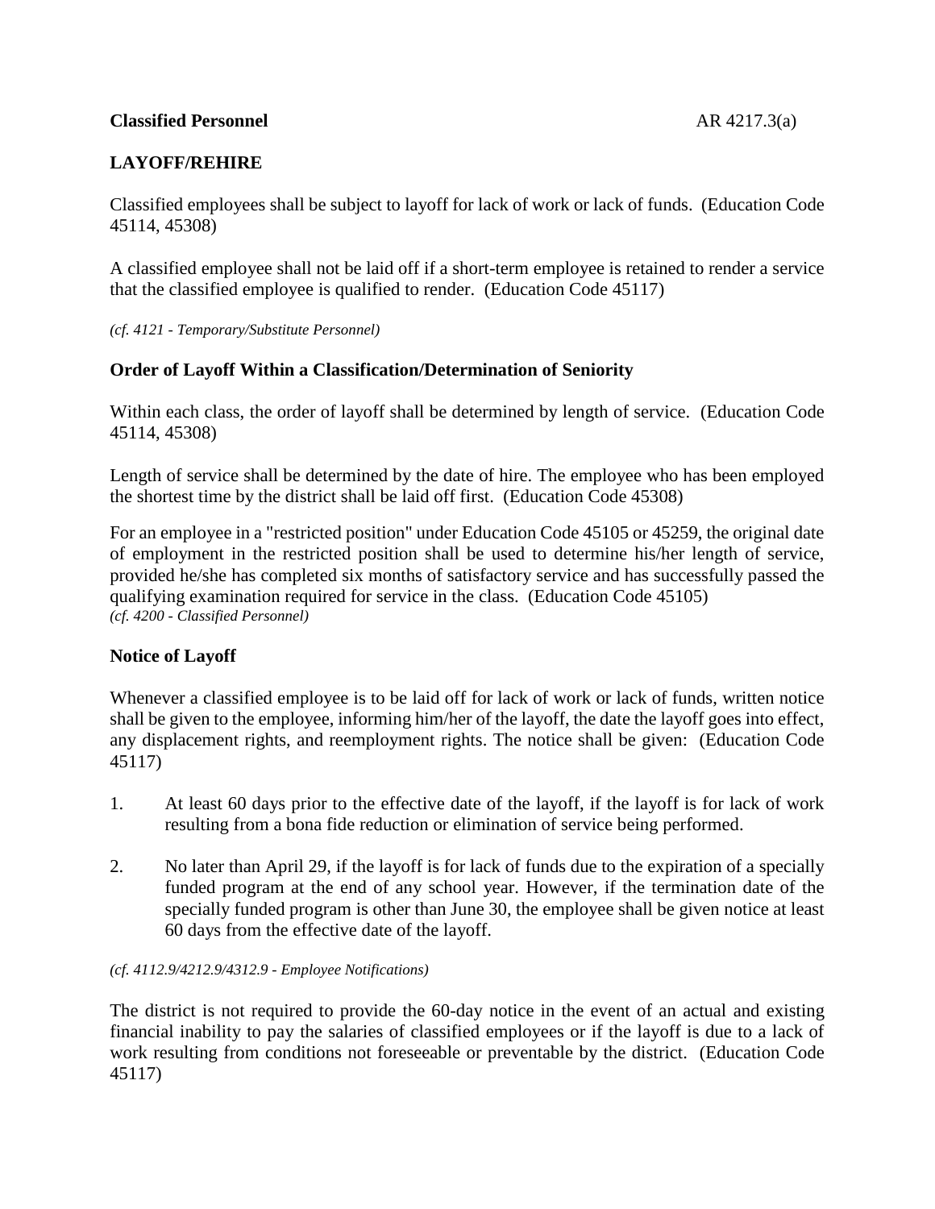**Classified Personnel** AR 4217.3(a)

# LAYOFF/REHIRE

Classified employees shall be subject to layoff for lack of work or lack of funds. (Education Code 45114, 45308)

A classified employee shall not be laid off if a short-term employee is retained to render a service that the classified employee is qualified to render. (Education Code 45117)

*(cf. 4121 - Temporary/Substitute Personnel)*

## Order of Layoff Within a Classification/Determination of Seniority

Within each class, the order of layoff shall be determined by length of service. (Education Code 45114, 45308)

Length of service shall be determined by the date of hire. The employee who has been employed the shortest time by the district shall be laid off first. (Education Code 45308)

For an employee in a "restricted position" under Education Code 45105 or 45259, the original date of employment in the restricted position shall be used to determine his/her length of service, provided he/she has completed six months of satisfactory service and has successfully passed the qualifying examination required for service in the class. (Education Code 45105)

*(cf. 4200 - Classified Personnel)*

## Notice of Layoff

Whenever a classified employee is to be laid off for lack of work or lack of funds, written notice shall be given to the employee, informing him/her of the layoff, the date the layoff goes into effect, any displacement rights, and reemployment rights. The notice shall be given: (Education Code 45117)

1. At least 60 days prior to the effective date of the layoff, if the layoff is for lack of work resulting from a bona fide reduction or elimination of service being performed.

2. No later than April 29, if the layoff is for lack of funds due to the expiration of a specially funded program at the end of any school year. However, if the termination date of the specially funded program is other than June 30, the employee shall be given notice at least 60 days from the effective date of the layoff.

*(cf. 4112.9/4212.9/4312.9 - Employee Notifications)*

The district is not required to provide the 60-day notice in the event of an actual and existing financial inability to pay the salaries of classified employees or if the layoff is due to a lack of work resulting from conditions not foreseeable or preventable by the district. (Education Code 45117)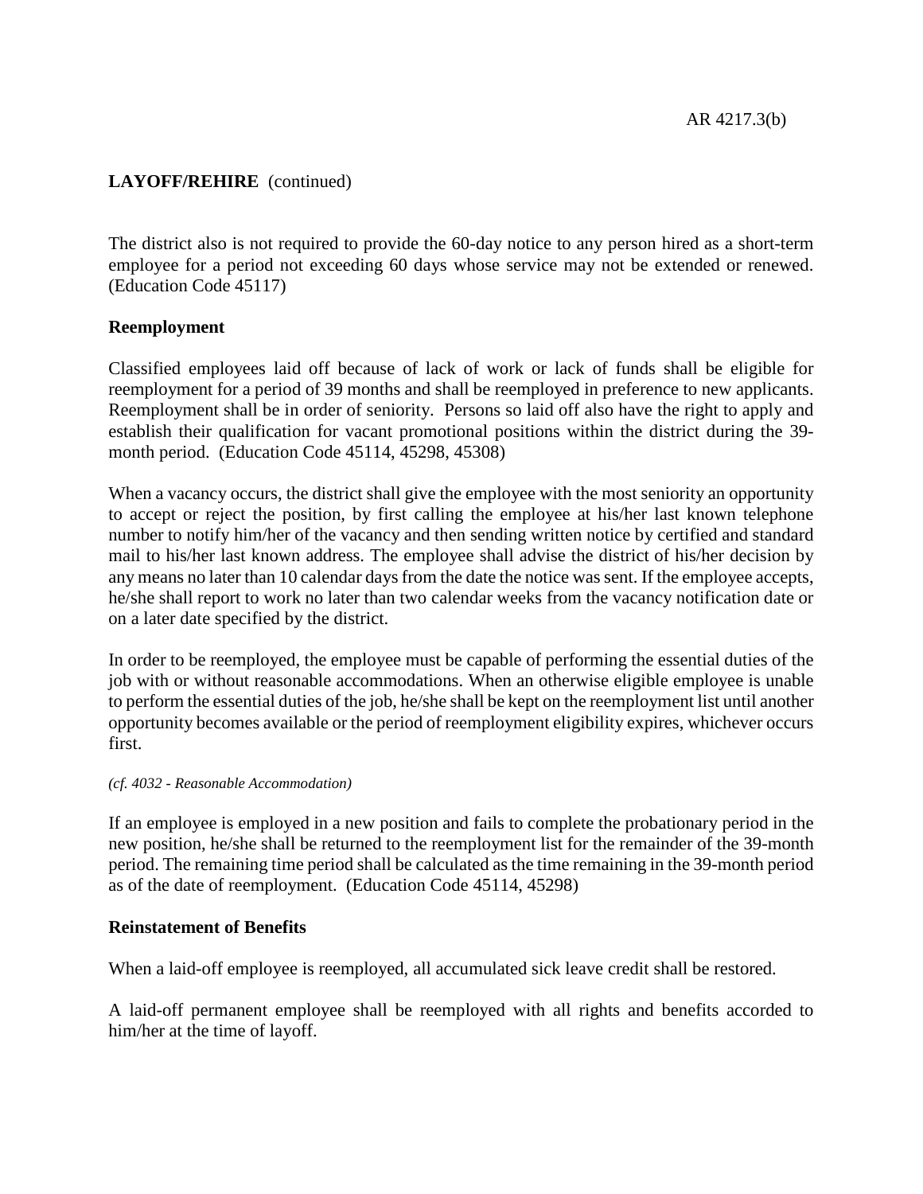**LAYOFF/REHIRE** (continued)

The district also is not required to provide the 60-day notice to any person hired as a short-term employee for a period not exceeding 60 days whose service may not be extended or renewed. (Education Code 45117)

**Reemployment**

Classified employees laid off because of lack of work or lack of funds shall be eligible for reemployment for a period of 39 months and shall be reemployed in preference to new applicants. Reemployment shall be in order of seniority. Persons so laid off also have the right to apply and establish their qualification for vacant promotional positions within the district during the 39-month period. (Education Code 45114, 45298, 45308)

When a vacancy occurs, the district shall give the employee with the most seniority an opportunity to accept or reject the position, by first calling the employee at his/her last known telephone number to notify him/her of the vacancy and then sending written notice by certified and standard mail to his/her last known address. The employee shall advise the district of his/her decision by any means no later than 10 calendar days from the date the notice was sent. If the employee accepts, he/she shall report to work no later than two calendar weeks from the vacancy notification date or on a later date specified by the district.

In order to be reemployed, the employee must be capable of performing the essential duties of the job with or without reasonable accommodations. When an otherwise eligible employee is unable to perform the essential duties of the job, he/she shall be kept on the reemployment list until another opportunity becomes available or the period of reemployment eligibility expires, whichever occurs first.

*(cf. 4032 - Reasonable Accommodation)*

If an employee is employed in a new position and fails to complete the probationary period in the new position, he/she shall be returned to the reemployment list for the remainder of the 39-month period. The remaining time period shall be calculated as the time remaining in the 39-month period as of the date of reemployment. (Education Code 45114, 45298)

**Reinstatement of Benefits**

When a laid-off employee is reemployed, all accumulated sick leave credit shall be restored.

A laid-off permanent employee shall be reemployed with all rights and benefits accorded to him/her at the time of layoff.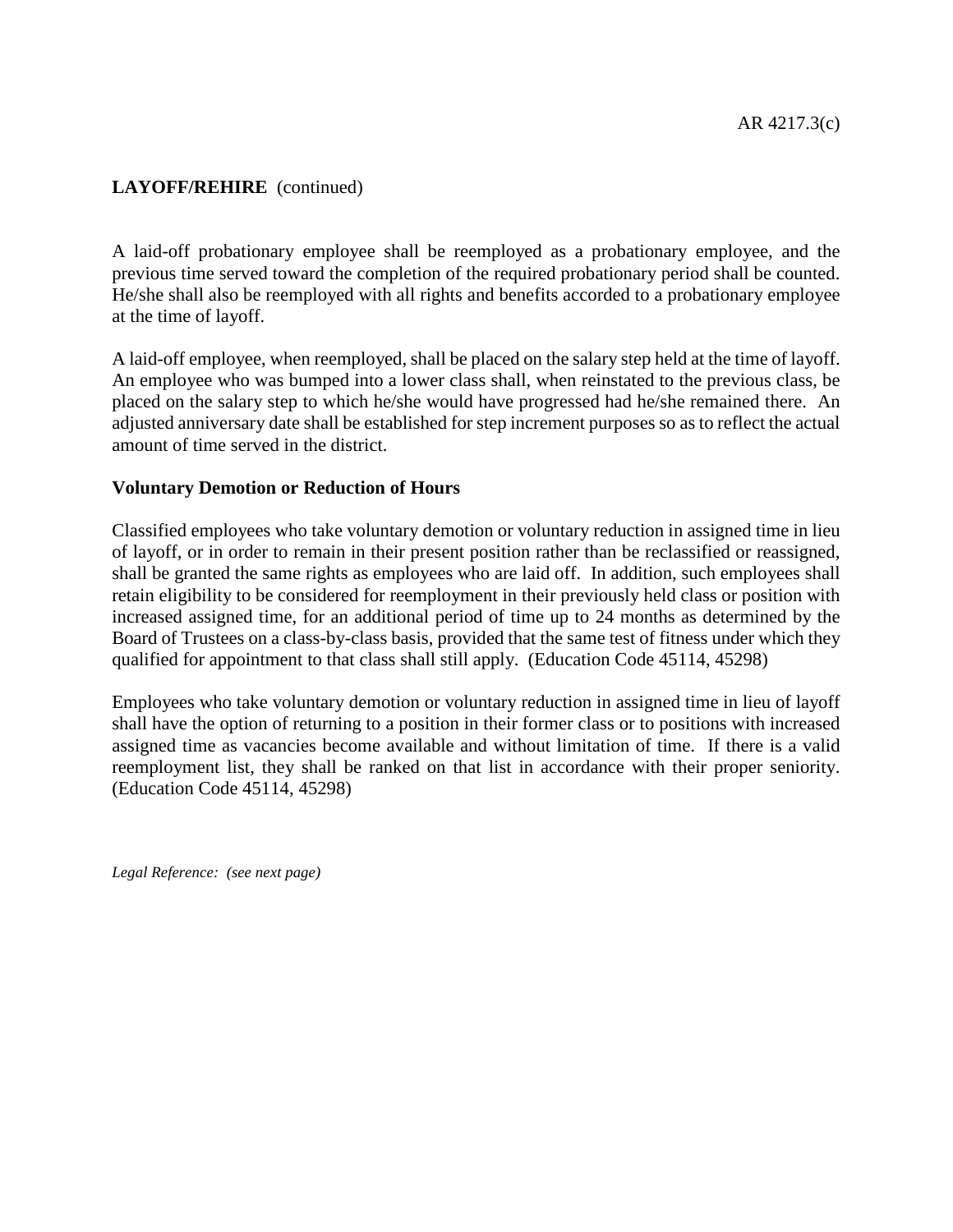**LAYOFF/REHIRE** (continued)

A laid-off probationary employee shall be reemployed as a probationary employee, and the previous time served toward the completion of the required probationary period shall be counted. He/she shall also be reemployed with all rights and benefits accorded to a probationary employee at the time of layoff.

A laid-off employee, when reemployed, shall be placed on the salary step held at the time of layoff. An employee who was bumped into a lower class shall, when reinstated to the previous class, be placed on the salary step to which he/she would have progressed had he/she remained there. An adjusted anniversary date shall be established for step increment purposes so as to reflect the actual amount of time served in the district.

**Voluntary Demotion or Reduction of Hours**

Classified employees who take voluntary demotion or voluntary reduction in assigned time in lieu of layoff, or in order to remain in their present position rather than be reclassified or reassigned, shall be granted the same rights as employees who are laid off. In addition, such employees shall retain eligibility to be considered for reemployment in their previously held class or position with increased assigned time, for an additional period of time up to 24 months as determined by the Board of Trustees on a class-by-class basis, provided that the same test of fitness under which they qualified for appointment to that class shall still apply. (Education Code 45114, 45298)

Employees who take voluntary demotion or voluntary reduction in assigned time in lieu of layoff shall have the option of returning to a position in their former class or to positions with increased assigned time as vacancies become available and without limitation of time. If there is a valid reemployment list, they shall be ranked on that list in accordance with their proper seniority. (Education Code 45114, 45298)

*Legal Reference: (see next page)*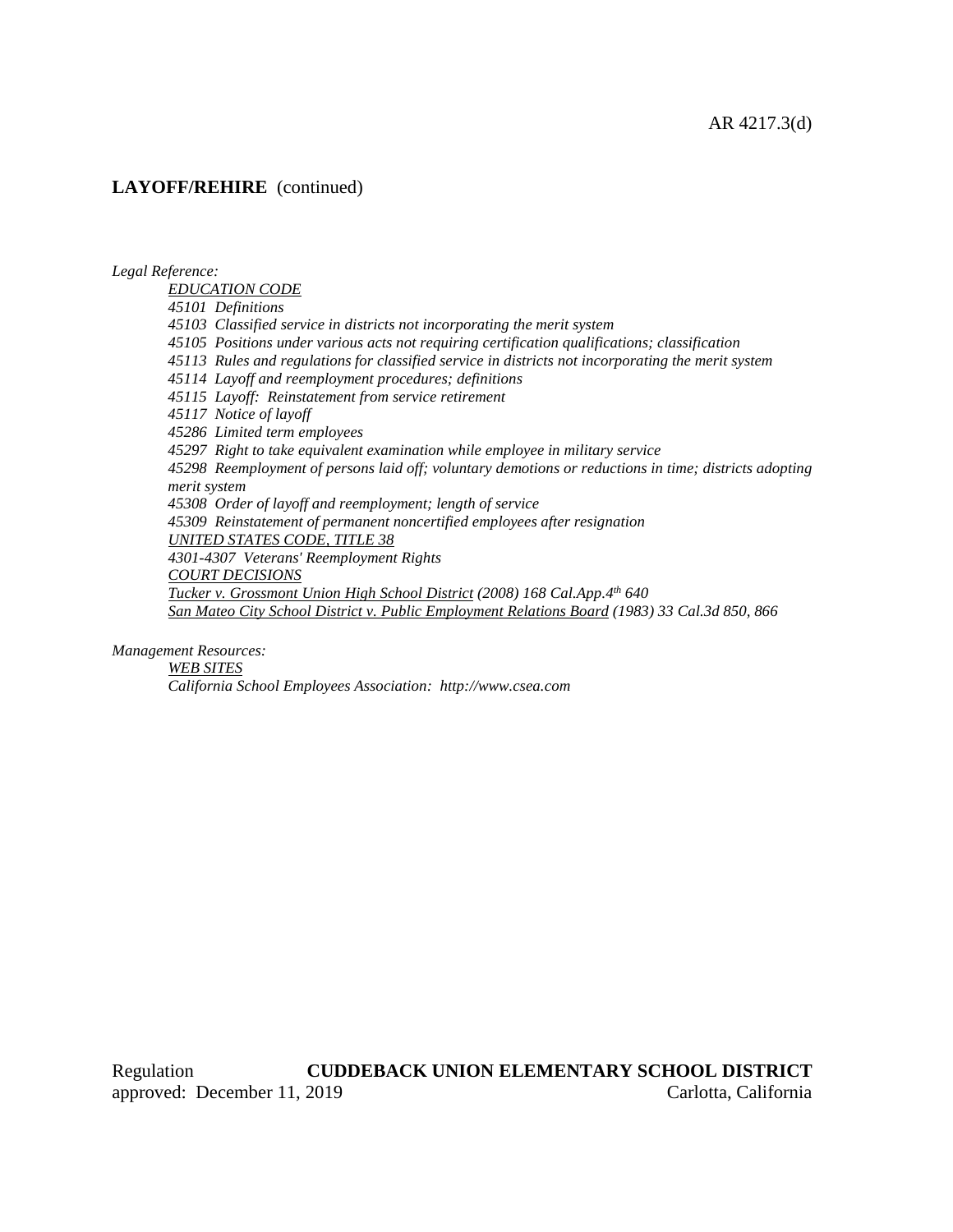**LAYOFF/REHIRE** (continued)

*Legal Reference:*

*EDUCATION CODE*

*45101 Definitions*

*45103 Classified service in districts not incorporating the merit system*

*45105 Positions under various acts not requiring certification qualifications; classification*

*45113 Rules and regulations for classified service in districts not incorporating the merit system*

*45114 Layoff and reemployment procedures; definitions*

*45115 Layoff: Reinstatement from service retirement*

*45117 Notice of layoff*

*45286 Limited term employees*

*45297 Right to take equivalent examination while employee in military service*

*45298 Reemployment of persons laid off; voluntary demotions or reductions in time; districts adopting merit system*

*45308 Order of layoff and reemployment; length of service*

*45309 Reinstatement of permanent noncertified employees after resignation*

*UNITED STATES CODE, TITLE 38*

*4301-4307 Veterans' Reemployment Rights*

*COURT DECISIONS*

*Tucker v. Grossmont Union High School District (2008) 168 Cal.App.4th 640*

*San Mateo City School District v. Public Employment Relations Board (1983) 33 Cal.3d 850, 866*

*Management Resources:*

*WEB SITES*

*California School Employees Association: http://www.csea.com*

Regulation approved: December 11, 2019

**CUDDEBACK UNION ELEMENTARY SCHOOL DISTRICT**
Carlotta, California